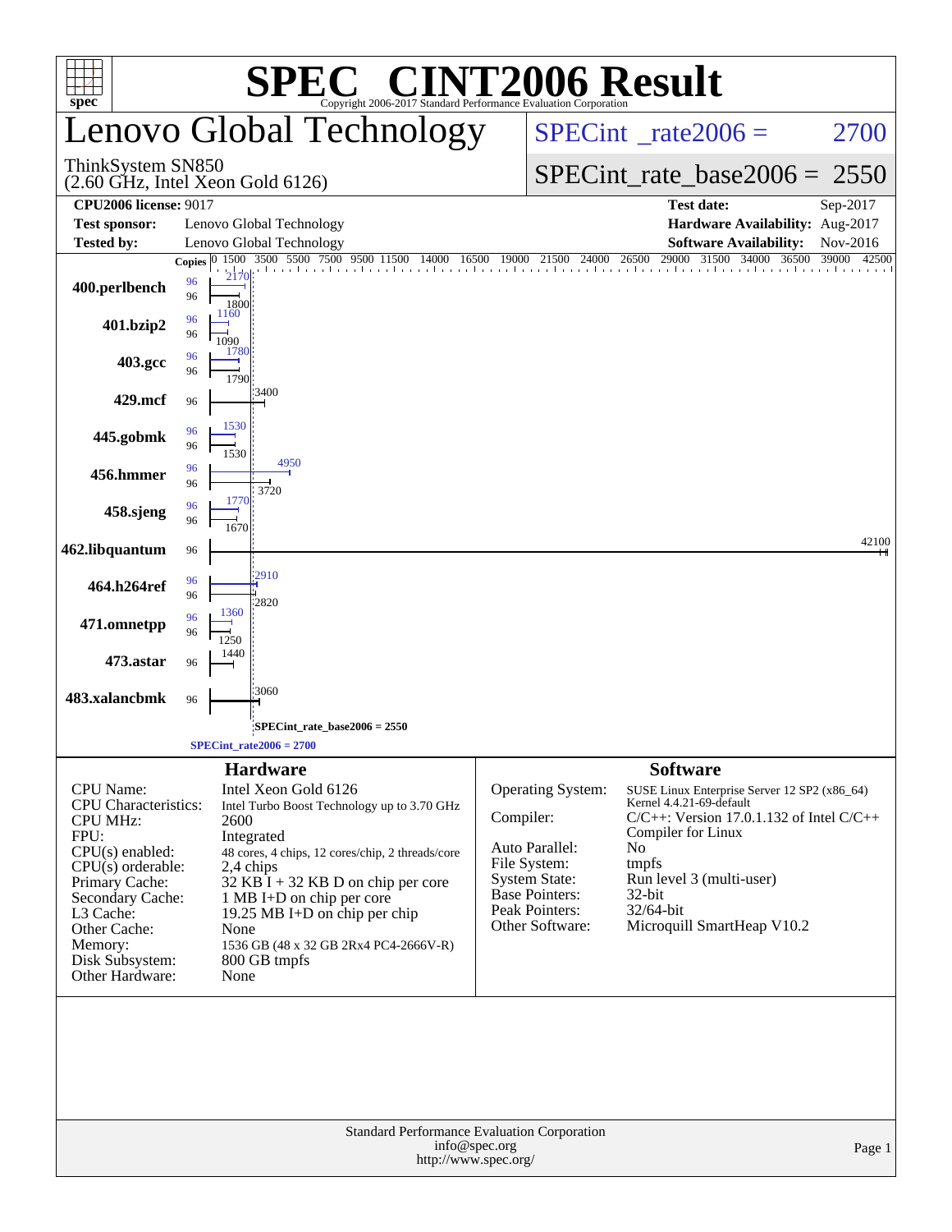# SPEC CINT2006 Result

Copyright 2006-2017 Standard Performance Evaluation Corporation

## Lenovo Global Technology

ThinkSystem SN850
(2.60 GHz, Intel Xeon Gold 6126)

SPECint_rate2006 = 2700

SPECint_rate_base2006 = 2550

| | | | |
|---|---|---|---|
| **CPU2006 license:** 9017 | | **Test date:** | Sep-2017 |
| **Test sponsor:** | Lenovo Global Technology | **Hardware Availability:** | Aug-2017 |
| **Tested by:** | Lenovo Global Technology | **Software Availability:** | Nov-2016 |

| Benchmark | Copies (peak) | Copies (base) | Peak | Base |
|---|---|---|---|---|
| 400.perlbench | 96 | 96 | 2170 | 1800 |
| 401.bzip2 | 96 | 96 | 1160 | 1090 |
| 403.gcc | 96 | 96 | 1780 | 1790 |
| 429.mcf | | 96 | | 3400 |
| 445.gobmk | 96 | 96 | 1530 | 1530 |
| 456.hmmer | 96 | 96 | 4950 | 3720 |
| 458.sjeng | 96 | 96 | 1770 | 1670 |
| 462.libquantum | | 96 | | 42100 |
| 464.h264ref | 96 | 96 | 2910 | 2820 |
| 471.omnetpp | 96 | 96 | 1360 | 1250 |
| 473.astar | | 96 | | 1440 |
| 483.xalancbmk | | 96 | | 3060 |

SPECint_rate_base2006 = 2550

SPECint_rate2006 = 2700

### Hardware

| | |
|---|---|
| CPU Name: | Intel Xeon Gold 6126 |
| CPU Characteristics: | Intel Turbo Boost Technology up to 3.70 GHz |
| CPU MHz: | 2600 |
| FPU: | Integrated |
| CPU(s) enabled: | 48 cores, 4 chips, 12 cores/chip, 2 threads/core |
| CPU(s) orderable: | 2,4 chips |
| Primary Cache: | 32 KB I + 32 KB D on chip per core |
| Secondary Cache: | 1 MB I+D on chip per core |
| L3 Cache: | 19.25 MB I+D on chip per chip |
| Other Cache: | None |
| Memory: | 1536 GB (48 x 32 GB 2Rx4 PC4-2666V-R) |
| Disk Subsystem: | 800 GB tmpfs |
| Other Hardware: | None |

### Software

| | |
|---|---|
| Operating System: | SUSE Linux Enterprise Server 12 SP2 (x86_64) Kernel 4.4.21-69-default |
| Compiler: | C/C++: Version 17.0.1.132 of Intel C/C++ Compiler for Linux |
| Auto Parallel: | No |
| File System: | tmpfs |
| System State: | Run level 3 (multi-user) |
| Base Pointers: | 32-bit |
| Peak Pointers: | 32/64-bit |
| Other Software: | Microquill SmartHeap V10.2 |

Standard Performance Evaluation Corporation
info@spec.org
http://www.spec.org/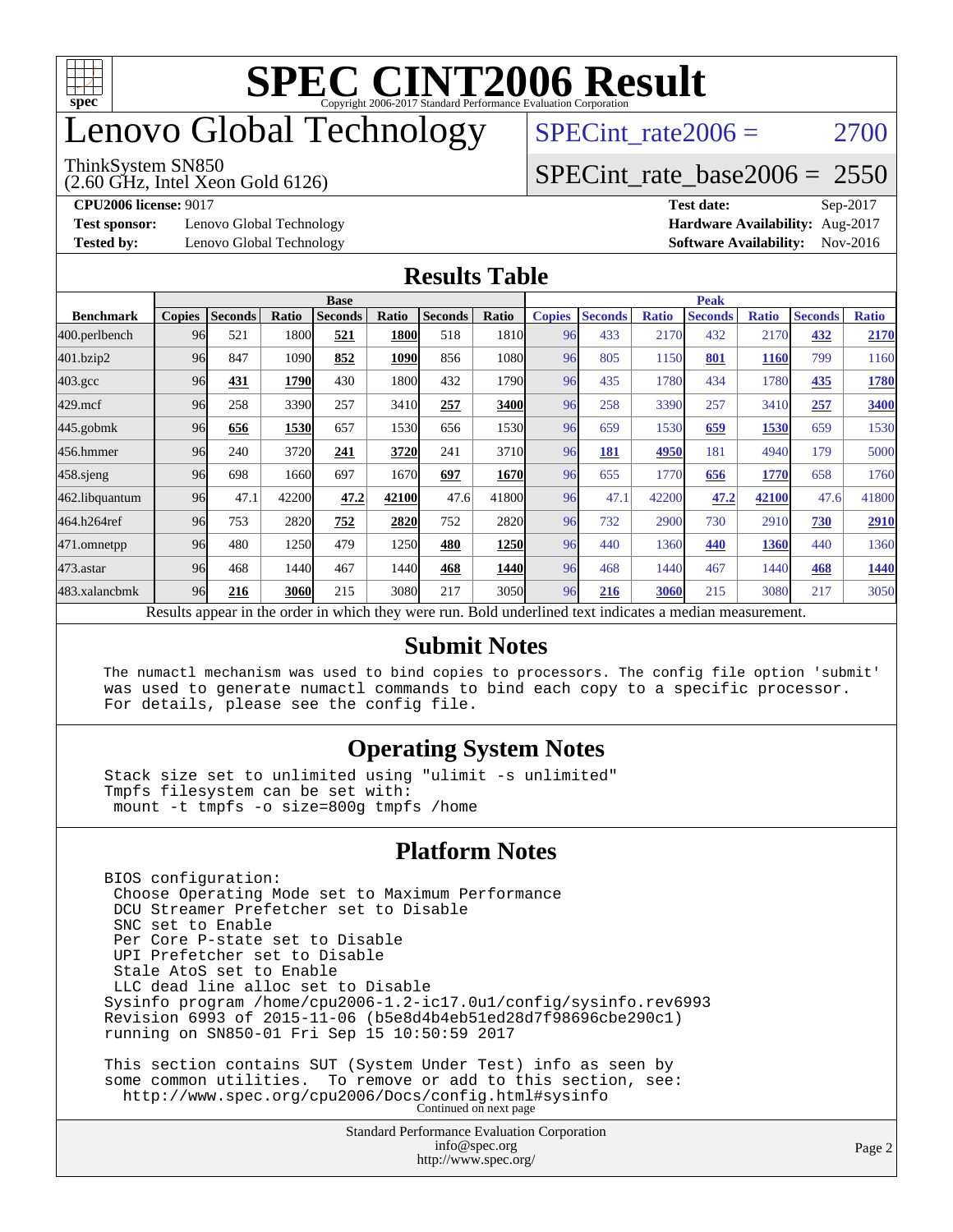# SPEC CINT2006 Result

Copyright 2006-2017 Standard Performance Evaluation Corporation

# Lenovo Global Technology

ThinkSystem SN850
(2.60 GHz, Intel Xeon Gold 6126)

SPECint_rate2006 = 2700

SPECint_rate_base2006 = 2550

**CPU2006 license:** 9017
**Test sponsor:** Lenovo Global Technology
**Tested by:** Lenovo Global Technology

**Test date:** Sep-2017
**Hardware Availability:** Aug-2017
**Software Availability:** Nov-2016

## Results Table

| Benchmark | Base | | | | | | | Peak | | | | | | |
|---|---|---|---|---|---|---|---|---|---|---|---|---|---|---|
| | Copies | Seconds | Ratio | Seconds | Ratio | Seconds | Ratio | Copies | Seconds | Ratio | Seconds | Ratio | Seconds | Ratio |
| 400.perlbench | 96 | 521 | 1800 | **521** | **1800** | 518 | 1810 | 96 | 433 | 2170 | 432 | 2170 | **432** | **2170** |
| 401.bzip2 | 96 | 847 | 1090 | **852** | **1090** | 856 | 1080 | 96 | 805 | 1150 | **801** | **1160** | 799 | 1160 |
| 403.gcc | 96 | **431** | **1790** | 430 | 1800 | 432 | 1790 | 96 | 435 | 1780 | 434 | 1780 | **435** | **1780** |
| 429.mcf | 96 | 258 | 3390 | 257 | 3410 | **257** | **3400** | 96 | 258 | 3390 | 257 | 3410 | **257** | **3400** |
| 445.gobmk | 96 | **656** | **1530** | 657 | 1530 | 656 | 1530 | 96 | 659 | 1530 | **659** | **1530** | 659 | 1530 |
| 456.hmmer | 96 | 240 | 3720 | **241** | **3720** | 241 | 3710 | 96 | **181** | **4950** | 181 | 4940 | 179 | 5000 |
| 458.sjeng | 96 | 698 | 1660 | 697 | 1670 | **697** | **1670** | 96 | 655 | 1770 | **656** | **1770** | 658 | 1760 |
| 462.libquantum | 96 | 47.1 | 42200 | **47.2** | **42100** | 47.6 | 41800 | 96 | 47.1 | 42200 | **47.2** | **42100** | 47.6 | 41800 |
| 464.h264ref | 96 | 753 | 2820 | **752** | **2820** | 752 | 2820 | 96 | 732 | 2900 | 730 | 2910 | **730** | **2910** |
| 471.omnetpp | 96 | 480 | 1250 | 479 | 1250 | **480** | **1250** | 96 | 440 | 1360 | **440** | **1360** | 440 | 1360 |
| 473.astar | 96 | 468 | 1440 | 467 | 1440 | **468** | **1440** | 96 | 468 | 1440 | 467 | 1440 | **468** | **1440** |
| 483.xalancbmk | 96 | **216** | **3060** | 215 | 3080 | 217 | 3050 | 96 | **216** | **3060** | 215 | 3080 | 217 | 3050 |

Results appear in the order in which they were run. Bold underlined text indicates a median measurement.

## Submit Notes

```
The numactl mechanism was used to bind copies to processors. The config file option 'submit'
was used to generate numactl commands to bind each copy to a specific processor.
For details, please see the config file.
```

## Operating System Notes

```
Stack size set to unlimited using "ulimit -s unlimited"
Tmpfs filesystem can be set with:
 mount -t tmpfs -o size=800g tmpfs /home
```

## Platform Notes

```
BIOS configuration:
 Choose Operating Mode set to Maximum Performance
 DCU Streamer Prefetcher set to Disable
 SNC set to Enable
 Per Core P-state set to Disable
 UPI Prefetcher set to Disable
 Stale AtoS set to Enable
 LLC dead line alloc set to Disable
Sysinfo program /home/cpu2006-1.2-ic17.0u1/config/sysinfo.rev6993
Revision 6993 of 2015-11-06 (b5e8d4b4eb51ed28d7f98696cbe290c1)
running on SN850-01 Fri Sep 15 10:50:59 2017

This section contains SUT (System Under Test) info as seen by
some common utilities.  To remove or add to this section, see:
  http://www.spec.org/cpu2006/Docs/config.html#sysinfo
```

Continued on next page

Standard Performance Evaluation Corporation
info@spec.org
http://www.spec.org/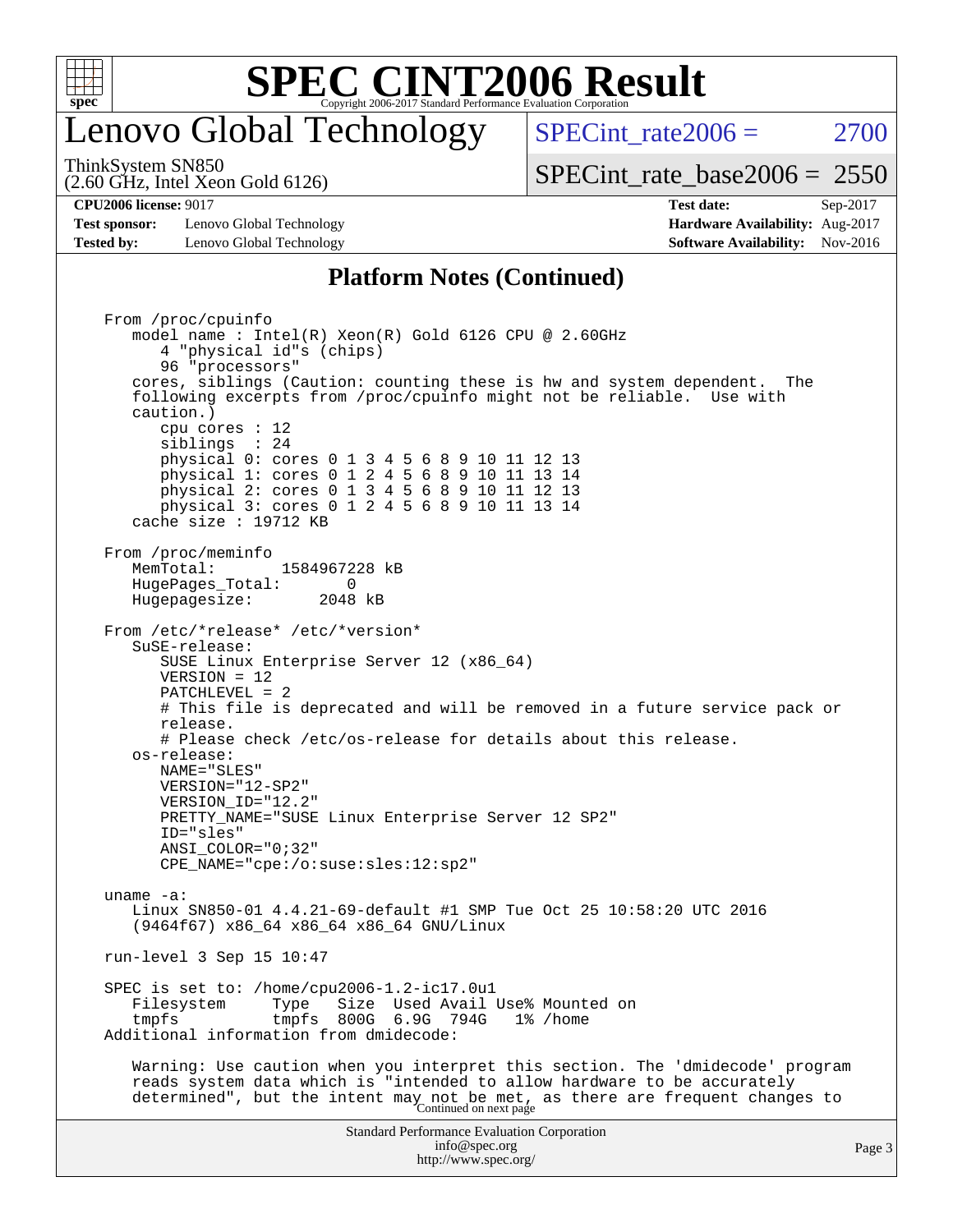# SPEC CINT2006 Result

Copyright 2006-2017 Standard Performance Evaluation Corporation

## Lenovo Global Technology

ThinkSystem SN850
(2.60 GHz, Intel Xeon Gold 6126)

SPECint_rate2006 = 2700

SPECint_rate_base2006 = 2550

**CPU2006 license:** 9017
**Test sponsor:** Lenovo Global Technology
**Tested by:** Lenovo Global Technology

**Test date:** Sep-2017
**Hardware Availability:** Aug-2017
**Software Availability:** Nov-2016

### Platform Notes (Continued)

```
From /proc/cpuinfo
   model name : Intel(R) Xeon(R) Gold 6126 CPU @ 2.60GHz
      4 "physical id"s (chips)
      96 "processors"
   cores, siblings (Caution: counting these is hw and system dependent.  The
   following excerpts from /proc/cpuinfo might not be reliable.  Use with
   caution.)
      cpu cores : 12
      siblings  : 24
      physical 0: cores 0 1 3 4 5 6 8 9 10 11 12 13
      physical 1: cores 0 1 2 4 5 6 8 9 10 11 13 14
      physical 2: cores 0 1 3 4 5 6 8 9 10 11 12 13
      physical 3: cores 0 1 2 4 5 6 8 9 10 11 13 14
   cache size : 19712 KB

From /proc/meminfo
   MemTotal:       1584967228 kB
   HugePages_Total:       0
   Hugepagesize:       2048 kB

From /etc/*release* /etc/*version*
   SuSE-release:
      SUSE Linux Enterprise Server 12 (x86_64)
      VERSION = 12
      PATCHLEVEL = 2
      # This file is deprecated and will be removed in a future service pack or
      release.
      # Please check /etc/os-release for details about this release.
   os-release:
      NAME="SLES"
      VERSION="12-SP2"
      VERSION_ID="12.2"
      PRETTY_NAME="SUSE Linux Enterprise Server 12 SP2"
      ID="sles"
      ANSI_COLOR="0;32"
      CPE_NAME="cpe:/o:suse:sles:12:sp2"

uname -a:
   Linux SN850-01 4.4.21-69-default #1 SMP Tue Oct 25 10:58:20 UTC 2016
   (9464f67) x86_64 x86_64 x86_64 GNU/Linux

run-level 3 Sep 15 10:47

SPEC is set to: /home/cpu2006-1.2-ic17.0u1
   Filesystem     Type   Size  Used Avail Use% Mounted on
   tmpfs          tmpfs  800G  6.9G  794G   1% /home
Additional information from dmidecode:

   Warning: Use caution when you interpret this section. The 'dmidecode' program
   reads system data which is "intended to allow hardware to be accurately
   determined", but the intent may not be met, as there are frequent changes to
```

Continued on next page

Standard Performance Evaluation Corporation
info@spec.org
http://www.spec.org/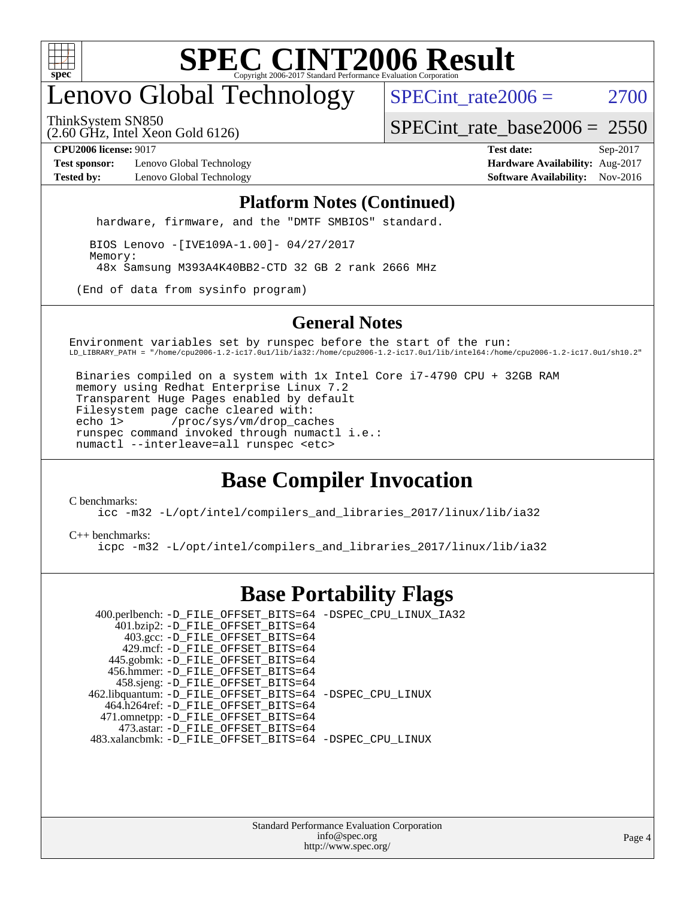# Lenovo Global Technology

ThinkSystem SN850
(2.60 GHz, Intel Xeon Gold 6126)

SPECint_rate2006 = 2700

SPECint_rate_base2006 = 2550

**CPU2006 license:** 9017
**Test sponsor:** Lenovo Global Technology
**Tested by:** Lenovo Global Technology

**Test date:** Sep-2017
**Hardware Availability:** Aug-2017
**Software Availability:** Nov-2016

## Platform Notes (Continued)

```
   hardware, firmware, and the "DMTF SMBIOS" standard.

  BIOS Lenovo -[IVE109A-1.00]- 04/27/2017
  Memory:
   48x Samsung M393A4K40BB2-CTD 32 GB 2 rank 2666 MHz

(End of data from sysinfo program)
```

## General Notes

```
Environment variables set by runspec before the start of the run:
LD_LIBRARY_PATH = "/home/cpu2006-1.2-ic17.0u1/lib/ia32:/home/cpu2006-1.2-ic17.0u1/lib/intel64:/home/cpu2006-1.2-ic17.0u1/sh10.2"

 Binaries compiled on a system with 1x Intel Core i7-4790 CPU + 32GB RAM
 memory using Redhat Enterprise Linux 7.2
 Transparent Huge Pages enabled by default
 Filesystem page cache cleared with:
 echo 1>       /proc/sys/vm/drop_caches
 runspec command invoked through numactl i.e.:
 numactl --interleave=all runspec <etc>
```

## Base Compiler Invocation

C benchmarks:
```
icc -m32 -L/opt/intel/compilers_and_libraries_2017/linux/lib/ia32
```

C++ benchmarks:
```
icpc -m32 -L/opt/intel/compilers_and_libraries_2017/linux/lib/ia32
```

## Base Portability Flags

```
  400.perlbench: -D_FILE_OFFSET_BITS=64 -DSPEC_CPU_LINUX_IA32
      401.bzip2: -D_FILE_OFFSET_BITS=64
        403.gcc: -D_FILE_OFFSET_BITS=64
        429.mcf: -D_FILE_OFFSET_BITS=64
      445.gobmk: -D_FILE_OFFSET_BITS=64
      456.hmmer: -D_FILE_OFFSET_BITS=64
      458.sjeng: -D_FILE_OFFSET_BITS=64
 462.libquantum: -D_FILE_OFFSET_BITS=64 -DSPEC_CPU_LINUX
    464.h264ref: -D_FILE_OFFSET_BITS=64
    471.omnetpp: -D_FILE_OFFSET_BITS=64
      473.astar: -D_FILE_OFFSET_BITS=64
  483.xalancbmk: -D_FILE_OFFSET_BITS=64 -DSPEC_CPU_LINUX
```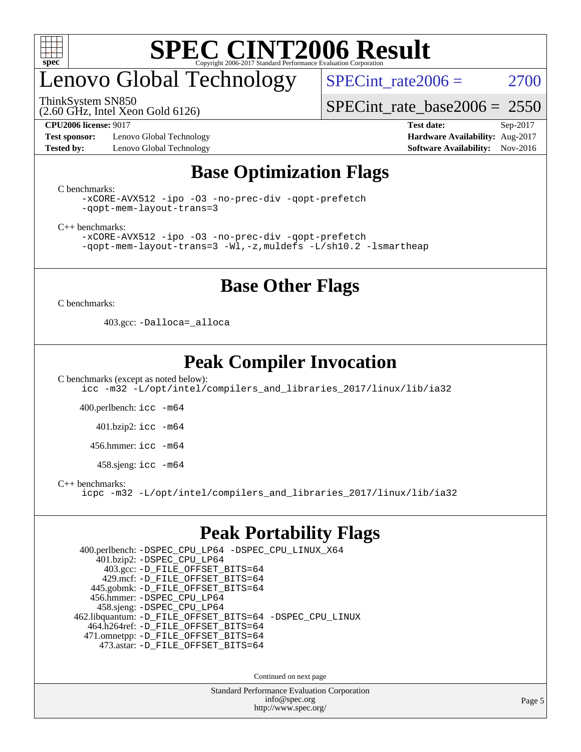## Base Optimization Flags

C benchmarks:

```
-xCORE-AVX512 -ipo -O3 -no-prec-div -qopt-prefetch
-qopt-mem-layout-trans=3
```

C++ benchmarks:

```
-xCORE-AVX512 -ipo -O3 -no-prec-div -qopt-prefetch
-qopt-mem-layout-trans=3 -Wl,-z,muldefs -L/sh10.2 -lsmartheap
```

## Base Other Flags

C benchmarks:

403.gcc: `-Dalloca=_alloca`

## Peak Compiler Invocation

C benchmarks (except as noted below):

```
icc -m32 -L/opt/intel/compilers_and_libraries_2017/linux/lib/ia32
```

400.perlbench: `icc -m64`

401.bzip2: `icc -m64`

456.hmmer: `icc -m64`

458.sjeng: `icc -m64`

C++ benchmarks:

```
icpc -m32 -L/opt/intel/compilers_and_libraries_2017/linux/lib/ia32
```

## Peak Portability Flags

400.perlbench: `-DSPEC_CPU_LP64 -DSPEC_CPU_LINUX_X64`
401.bzip2: `-DSPEC_CPU_LP64`
403.gcc: `-D_FILE_OFFSET_BITS=64`
429.mcf: `-D_FILE_OFFSET_BITS=64`
445.gobmk: `-D_FILE_OFFSET_BITS=64`
456.hmmer: `-DSPEC_CPU_LP64`
458.sjeng: `-DSPEC_CPU_LP64`
462.libquantum: `-D_FILE_OFFSET_BITS=64 -DSPEC_CPU_LINUX`
464.h264ref: `-D_FILE_OFFSET_BITS=64`
471.omnetpp: `-D_FILE_OFFSET_BITS=64`
473.astar: `-D_FILE_OFFSET_BITS=64`

Continued on next page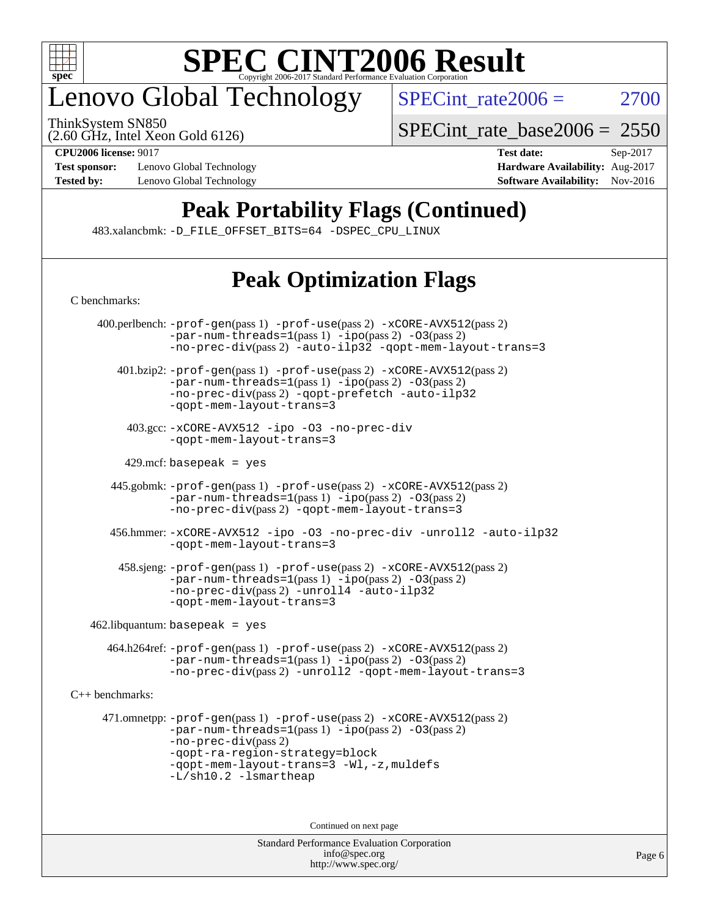# Peak Portability Flags (Continued)

483.xalancbmk: `-D_FILE_OFFSET_BITS=64 -DSPEC_CPU_LINUX`

# Peak Optimization Flags

C benchmarks:

400.perlbench: `-prof-gen`(pass 1) `-prof-use`(pass 2) `-xCORE-AVX512`(pass 2) `-par-num-threads=1`(pass 1) `-ipo`(pass 2) `-O3`(pass 2) `-no-prec-div`(pass 2) `-auto-ilp32` `-qopt-mem-layout-trans=3`

401.bzip2: `-prof-gen`(pass 1) `-prof-use`(pass 2) `-xCORE-AVX512`(pass 2) `-par-num-threads=1`(pass 1) `-ipo`(pass 2) `-O3`(pass 2) `-no-prec-div`(pass 2) `-qopt-prefetch` `-auto-ilp32` `-qopt-mem-layout-trans=3`

403.gcc: `-xCORE-AVX512 -ipo -O3 -no-prec-div -qopt-mem-layout-trans=3`

429.mcf: `basepeak = yes`

445.gobmk: `-prof-gen`(pass 1) `-prof-use`(pass 2) `-xCORE-AVX512`(pass 2) `-par-num-threads=1`(pass 1) `-ipo`(pass 2) `-O3`(pass 2) `-no-prec-div`(pass 2) `-qopt-mem-layout-trans=3`

456.hmmer: `-xCORE-AVX512 -ipo -O3 -no-prec-div -unroll2 -auto-ilp32 -qopt-mem-layout-trans=3`

458.sjeng: `-prof-gen`(pass 1) `-prof-use`(pass 2) `-xCORE-AVX512`(pass 2) `-par-num-threads=1`(pass 1) `-ipo`(pass 2) `-O3`(pass 2) `-no-prec-div`(pass 2) `-unroll4` `-auto-ilp32` `-qopt-mem-layout-trans=3`

462.libquantum: `basepeak = yes`

464.h264ref: `-prof-gen`(pass 1) `-prof-use`(pass 2) `-xCORE-AVX512`(pass 2) `-par-num-threads=1`(pass 1) `-ipo`(pass 2) `-O3`(pass 2) `-no-prec-div`(pass 2) `-unroll2` `-qopt-mem-layout-trans=3`

C++ benchmarks:

471.omnetpp: `-prof-gen`(pass 1) `-prof-use`(pass 2) `-xCORE-AVX512`(pass 2) `-par-num-threads=1`(pass 1) `-ipo`(pass 2) `-O3`(pass 2) `-no-prec-div`(pass 2) `-qopt-ra-region-strategy=block` `-qopt-mem-layout-trans=3` `-Wl,-z,muldefs` `-L/sh10.2` `-lsmartheap`

Continued on next page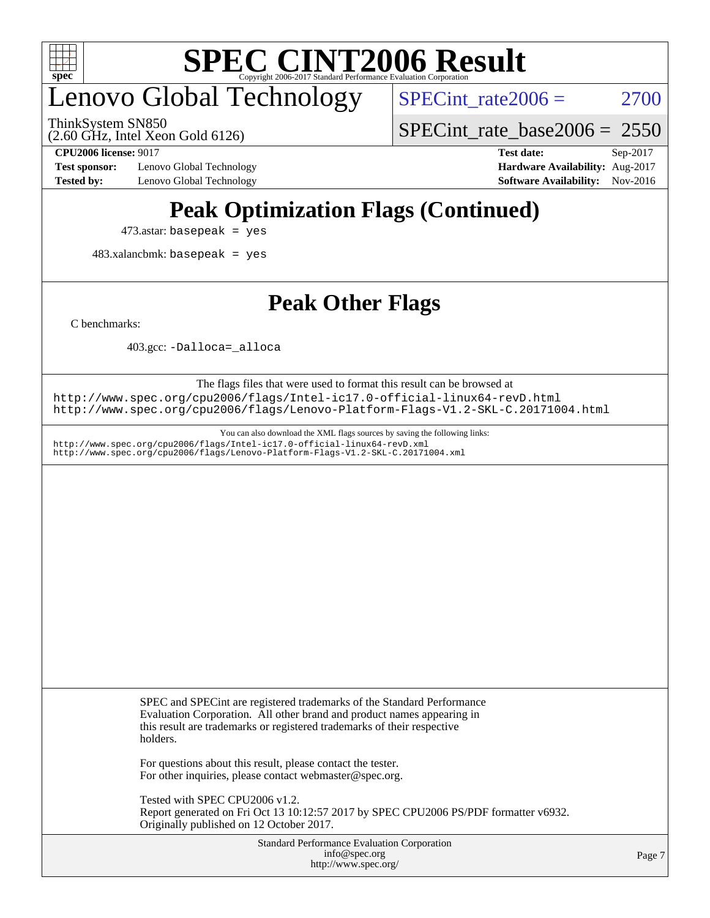# Lenovo Global Technology

ThinkSystem SN850
(2.60 GHz, Intel Xeon Gold 6126)

SPECint_rate2006 = 2700

SPECint_rate_base2006 = 2550

**CPU2006 license:** 9017
**Test sponsor:** Lenovo Global Technology
**Tested by:** Lenovo Global Technology

**Test date:** Sep-2017
**Hardware Availability:** Aug-2017
**Software Availability:** Nov-2016

## Peak Optimization Flags (Continued)

473.astar: `basepeak = yes`

483.xalancbmk: `basepeak = yes`

## Peak Other Flags

C benchmarks:

403.gcc: `-Dalloca=_alloca`

The flags files that were used to format this result can be browsed at
http://www.spec.org/cpu2006/flags/Intel-ic17.0-official-linux64-revD.html
http://www.spec.org/cpu2006/flags/Lenovo-Platform-Flags-V1.2-SKL-C.20171004.html

You can also download the XML flags sources by saving the following links:
http://www.spec.org/cpu2006/flags/Intel-ic17.0-official-linux64-revD.xml
http://www.spec.org/cpu2006/flags/Lenovo-Platform-Flags-V1.2-SKL-C.20171004.xml

SPEC and SPECint are registered trademarks of the Standard Performance Evaluation Corporation. All other brand and product names appearing in this result are trademarks or registered trademarks of their respective holders.

For questions about this result, please contact the tester.
For other inquiries, please contact webmaster@spec.org.

Tested with SPEC CPU2006 v1.2.
Report generated on Fri Oct 13 10:12:57 2017 by SPEC CPU2006 PS/PDF formatter v6932.
Originally published on 12 October 2017.